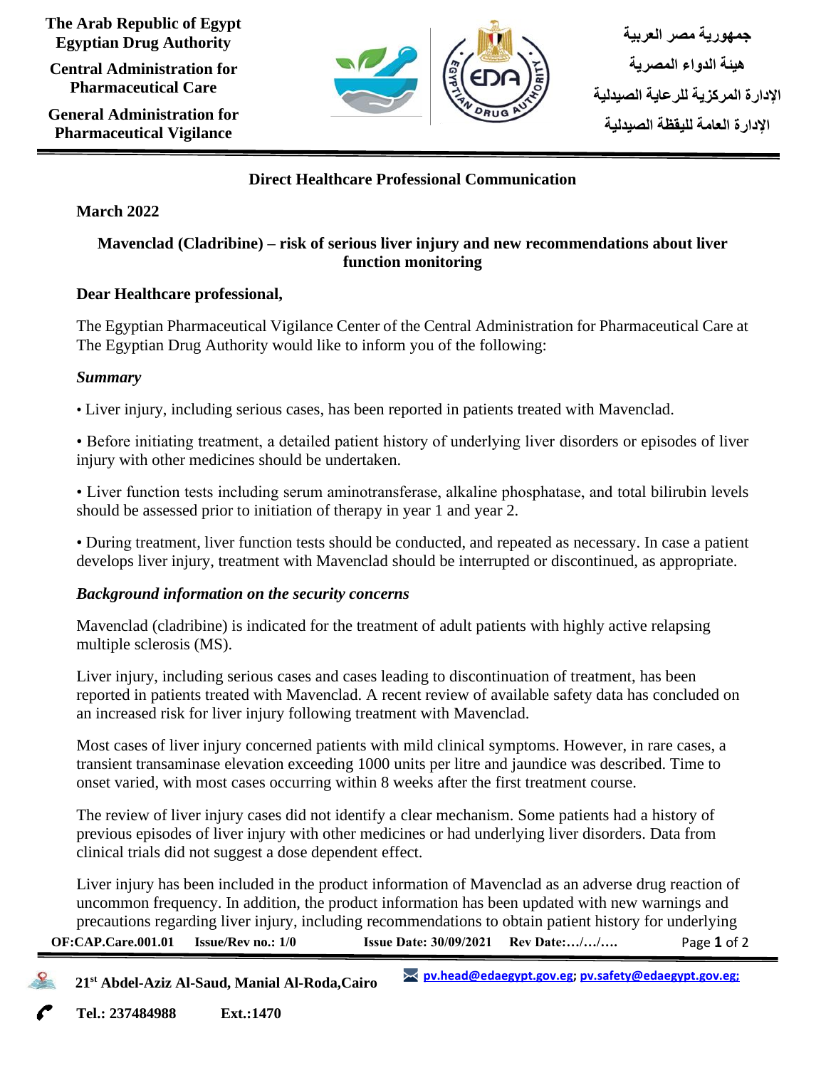The Arab Republic of Egypt
Egyptian Drug Authority

Central Administration for Pharmaceutical Care

General Administration for Pharmaceutical Vigilance

جمهورية مصر العربية

هيئة الدواء المصرية

الإدارة المركزية للرعاية الصيدلية

الإدارة العامة لليقظة الصيدلية

## Direct Healthcare Professional Communication

**March 2022**

### Mavenclad (Cladribine) – risk of serious liver injury and new recommendations about liver function monitoring

**Dear Healthcare professional,**

The Egyptian Pharmaceutical Vigilance Center of the Central Administration for Pharmaceutical Care at The Egyptian Drug Authority would like to inform you of the following:

***Summary***

- Liver injury, including serious cases, has been reported in patients treated with Mavenclad.
- Before initiating treatment, a detailed patient history of underlying liver disorders or episodes of liver injury with other medicines should be undertaken.
- Liver function tests including serum aminotransferase, alkaline phosphatase, and total bilirubin levels should be assessed prior to initiation of therapy in year 1 and year 2.
- During treatment, liver function tests should be conducted, and repeated as necessary. In case a patient develops liver injury, treatment with Mavenclad should be interrupted or discontinued, as appropriate.

***Background information on the security concerns***

Mavenclad (cladribine) is indicated for the treatment of adult patients with highly active relapsing multiple sclerosis (MS).

Liver injury, including serious cases and cases leading to discontinuation of treatment, has been reported in patients treated with Mavenclad. A recent review of available safety data has concluded on an increased risk for liver injury following treatment with Mavenclad.

Most cases of liver injury concerned patients with mild clinical symptoms. However, in rare cases, a transient transaminase elevation exceeding 1000 units per litre and jaundice was described. Time to onset varied, with most cases occurring within 8 weeks after the first treatment course.

The review of liver injury cases did not identify a clear mechanism. Some patients had a history of previous episodes of liver injury with other medicines or had underlying liver disorders. Data from clinical trials did not suggest a dose dependent effect.

Liver injury has been included in the product information of Mavenclad as an adverse drug reaction of uncommon frequency. In addition, the product information has been updated with new warnings and precautions regarding liver injury, including recommendations to obtain patient history for underlying

**OF:CAP.Care.001.01 Issue/Rev no.: 1/0 Issue Date: 30/09/2021 Rev Date:…/…/….**

**21st Abdel-Aziz Al-Saud, Manial Al-Roda,Cairo** pv.head@edaegypt.gov.eg; pv.safety@edaegypt.gov.eg;

**Tel.: 237484988 Ext.:1470**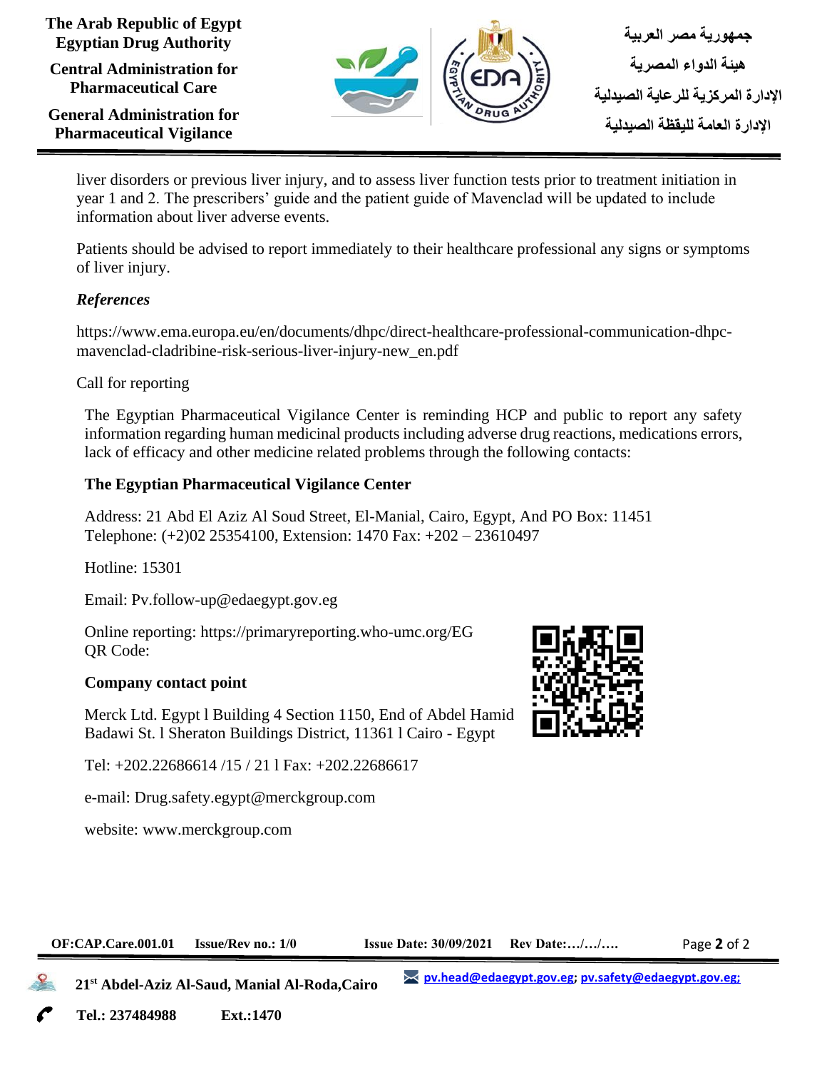liver disorders or previous liver injury, and to assess liver function tests prior to treatment initiation in year 1 and 2. The prescribers' guide and the patient guide of Mavenclad will be updated to include information about liver adverse events.

Patients should be advised to report immediately to their healthcare professional any signs or symptoms of liver injury.

***References***

https://www.ema.europa.eu/en/documents/dhpc/direct-healthcare-professional-communication-dhpc-mavenclad-cladribine-risk-serious-liver-injury-new_en.pdf

Call for reporting

The Egyptian Pharmaceutical Vigilance Center is reminding HCP and public to report any safety information regarding human medicinal products including adverse drug reactions, medications errors, lack of efficacy and other medicine related problems through the following contacts:

**The Egyptian Pharmaceutical Vigilance Center**

Address: 21 Abd El Aziz Al Soud Street, El-Manial, Cairo, Egypt, And PO Box: 11451
Telephone: (+2)02 25354100, Extension: 1470 Fax: +202 – 23610497

Hotline: 15301

Email: Pv.follow-up@edaegypt.gov.eg

Online reporting: https://primaryreporting.who-umc.org/EG
QR Code:

**Company contact point**

Merck Ltd. Egypt l Building 4 Section 1150, End of Abdel Hamid Badawi St. l Sheraton Buildings District, 11361 l Cairo - Egypt

Tel: +202.22686614 /15 / 21 l Fax: +202.22686617

e-mail: Drug.safety.egypt@merckgroup.com

website: www.merckgroup.com